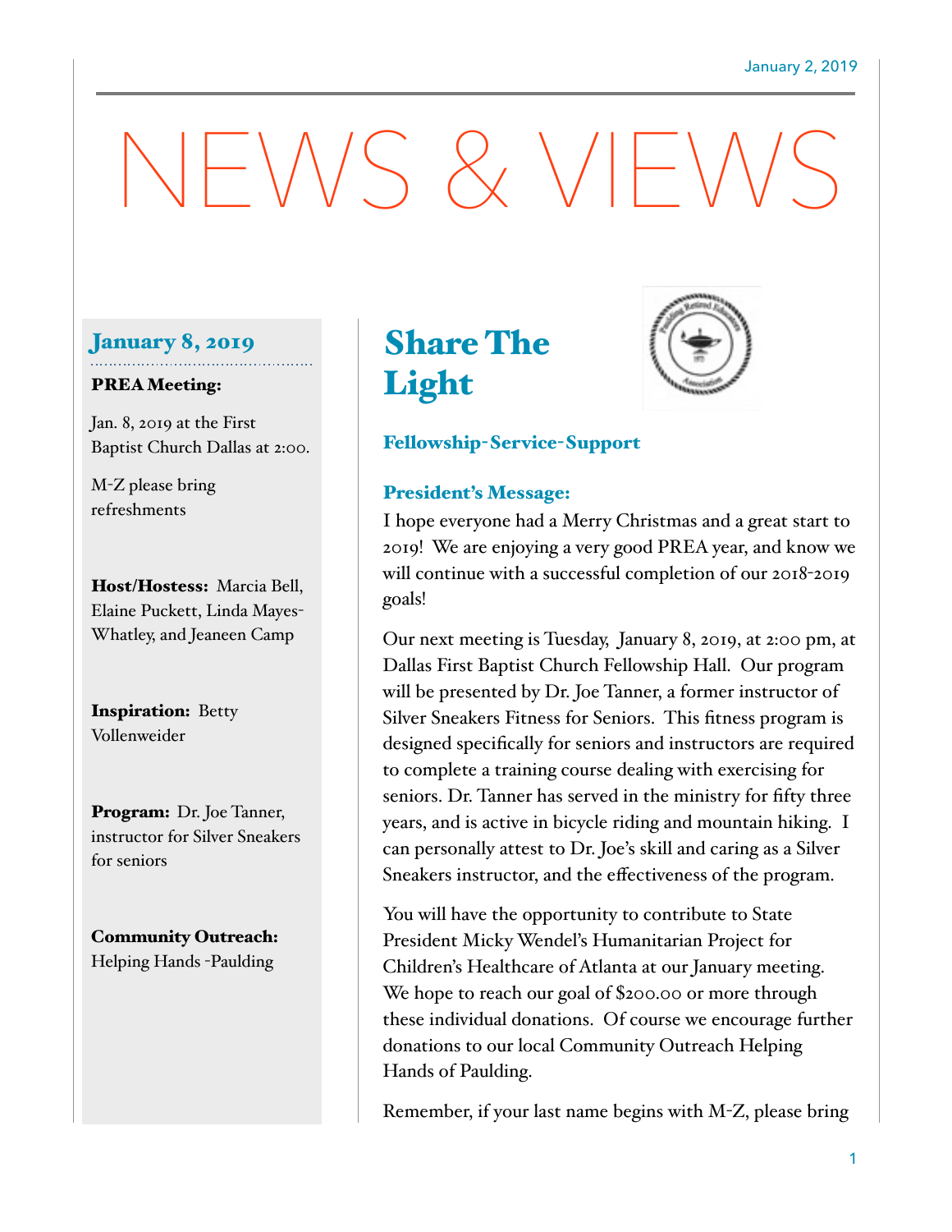January 2, 2019

# NEWS & VIEWS

## January 8, 2019

**PREA Meeting:**

Jan. 8, 2019 at the First Baptist Church Dallas at 2:00.

M-Z please bring refreshments

**Host/Hostess:** Marcia Bell, Elaine Puckett, Linda Mayes-Whatley, and Jeaneen Camp

**Inspiration:** Betty Vollenweider

**Program:** Dr. Joe Tanner, instructor for Silver Sneakers for seniors

**Community Outreach:** Helping Hands -Paulding

## Share The Light

### Fellowship-Service-Support

### President's Message:

I hope everyone had a Merry Christmas and a great start to 2019! We are enjoying a very good PREA year, and know we will continue with a successful completion of our 2018-2019 goals!

Our next meeting is Tuesday, January 8, 2019, at 2:00 pm, at Dallas First Baptist Church Fellowship Hall. Our program will be presented by Dr. Joe Tanner, a former instructor of Silver Sneakers Fitness for Seniors. This fitness program is designed specifically for seniors and instructors are required to complete a training course dealing with exercising for seniors. Dr. Tanner has served in the ministry for fifty three years, and is active in bicycle riding and mountain hiking. I can personally attest to Dr. Joe's skill and caring as a Silver Sneakers instructor, and the effectiveness of the program.

You will have the opportunity to contribute to State President Micky Wendel's Humanitarian Project for Children's Healthcare of Atlanta at our January meeting. We hope to reach our goal of $200.00 or more through these individual donations. Of course we encourage further donations to our local Community Outreach Helping Hands of Paulding.

Remember, if your last name begins with M-Z, please bring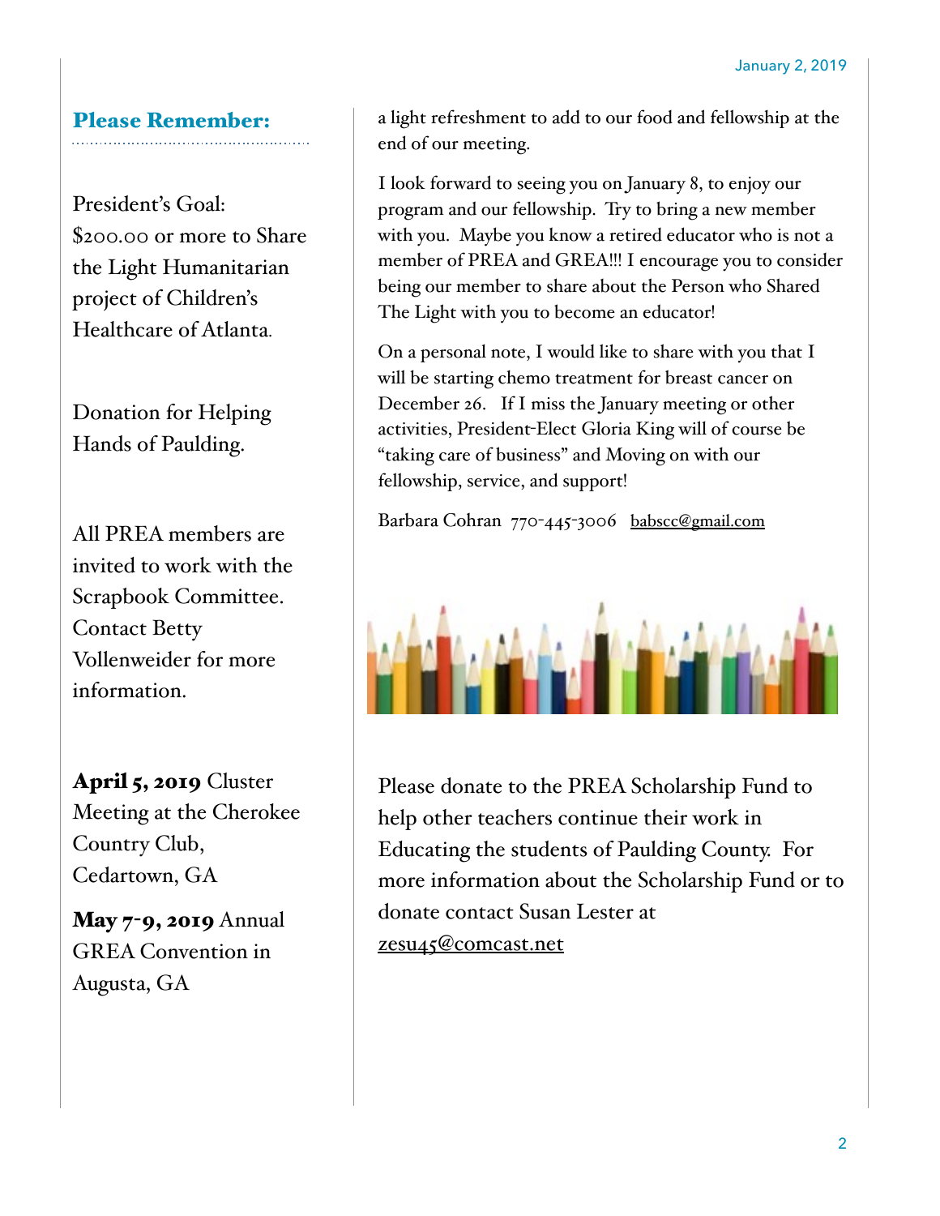## Please Remember:

President's Goal: $200.00 or more to Share the Light Humanitarian project of Children's Healthcare of Atlanta.

Donation for Helping Hands of Paulding.

All PREA members are invited to work with the Scrapbook Committee. Contact Betty Vollenweider for more information.

**April 5, 2019** Cluster Meeting at the Cherokee Country Club, Cedartown, GA

**May 7-9, 2019** Annual GREA Convention in Augusta, GA

a light refreshment to add to our food and fellowship at the end of our meeting.

I look forward to seeing you on January 8, to enjoy our program and our fellowship. Try to bring a new member with you. Maybe you know a retired educator who is not a member of PREA and GREA!!! I encourage you to consider being our member to share about the Person who Shared The Light with you to become an educator!

On a personal note, I would like to share with you that I will be starting chemo treatment for breast cancer on December 26. If I miss the January meeting or other activities, President-Elect Gloria King will of course be "taking care of business" and Moving on with our fellowship, service, and support!

Barbara Cohran 770-445-3006 babscc@gmail.com

Please donate to the PREA Scholarship Fund to help other teachers continue their work in Educating the students of Paulding County. For more information about the Scholarship Fund or to donate contact Susan Lester at zesu45@comcast.net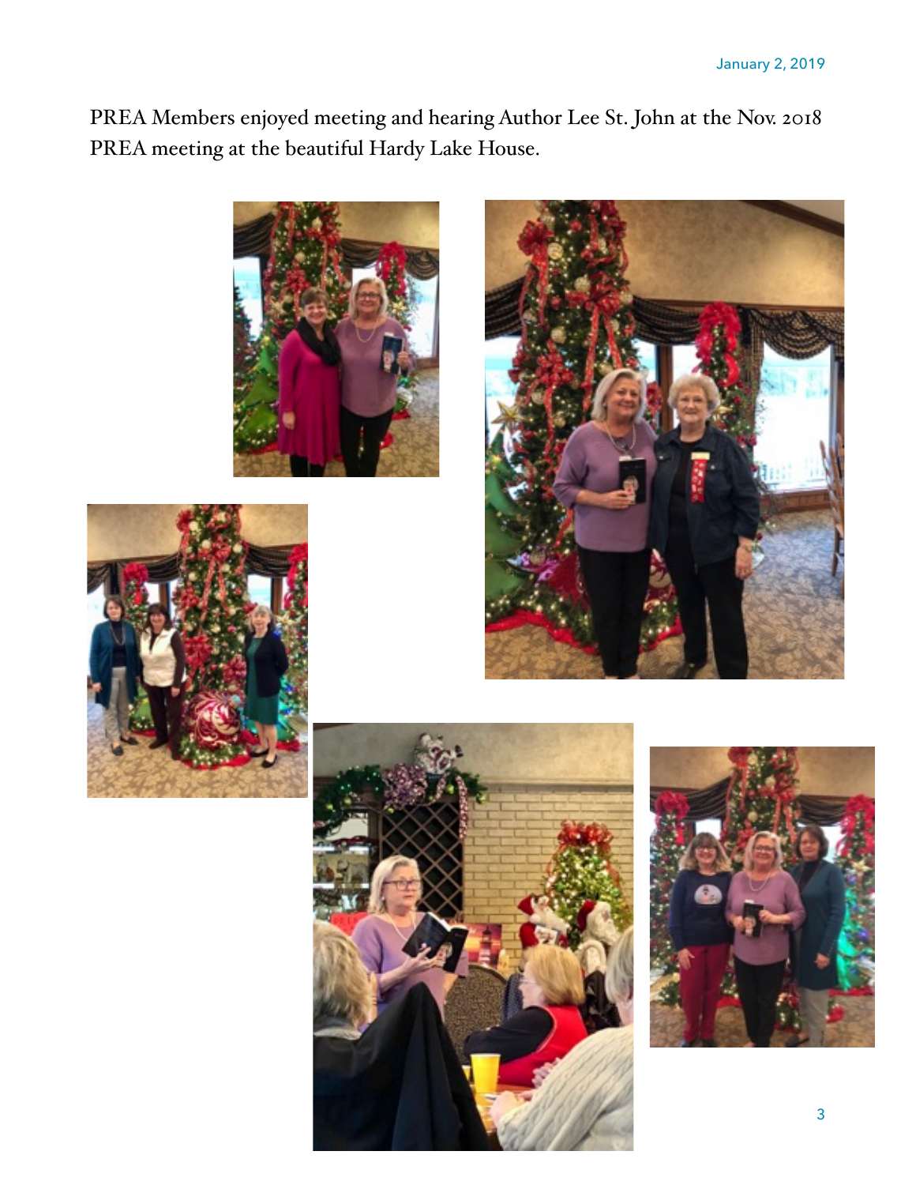PREA Members enjoyed meeting and hearing Author Lee St. John at the Nov. 2018 PREA meeting at the beautiful Hardy Lake House.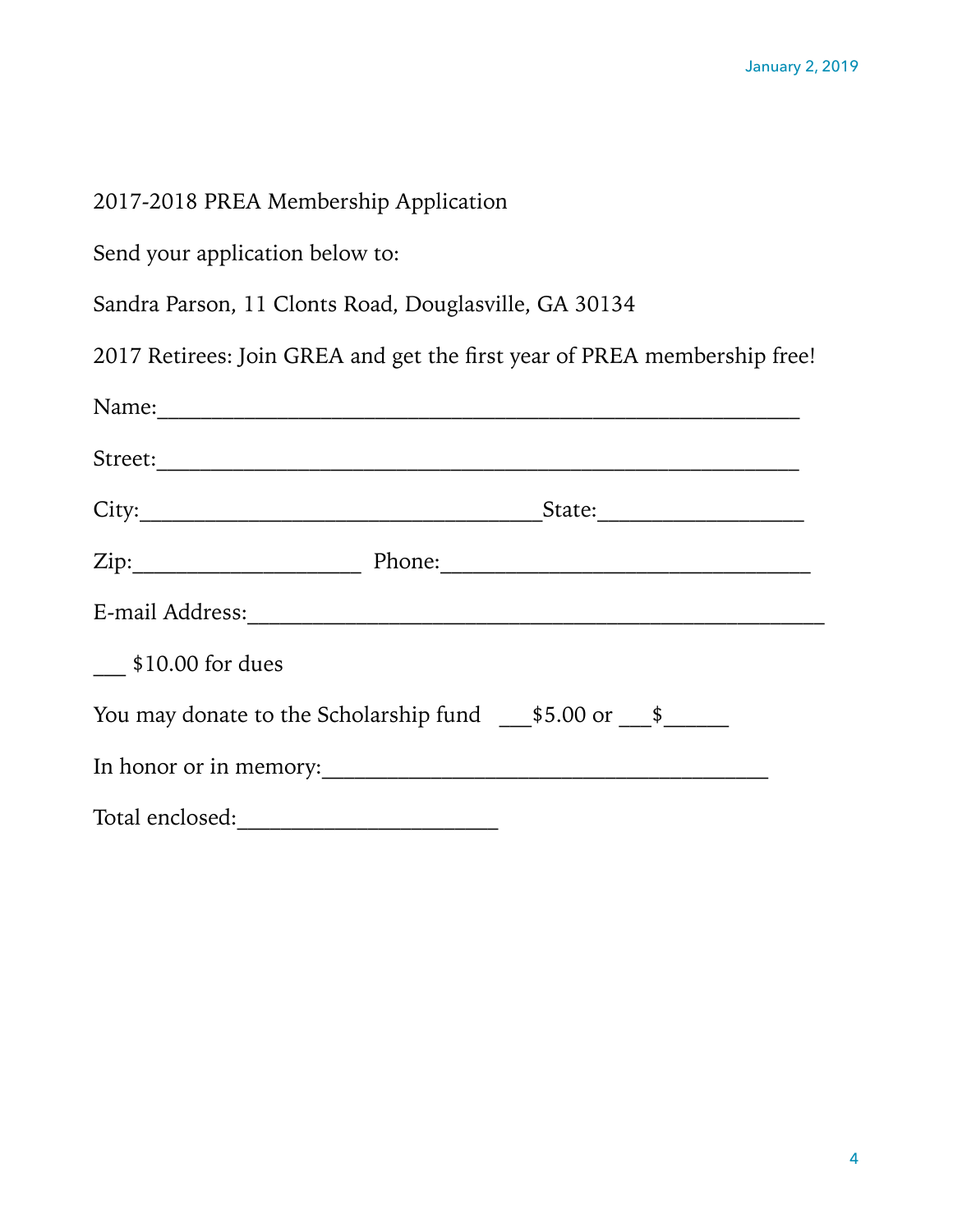2017-2018 PREA Membership Application

Send your application below to:

Sandra Parson, 11 Clonts Road, Douglasville, GA 30134

2017 Retirees: Join GREA and get the first year of PREA membership free!

Name:_______________________________________________

Street:_______________________________________________

City:______________________________State:______________

Zip:_________________ Phone:____________________________

E-mail Address:___________________________________________

___ $10.00 for dues

You may donate to the Scholarship fund ___$5.00 or ___$_____

In honor or in memory:_________________________________

Total enclosed:____________________